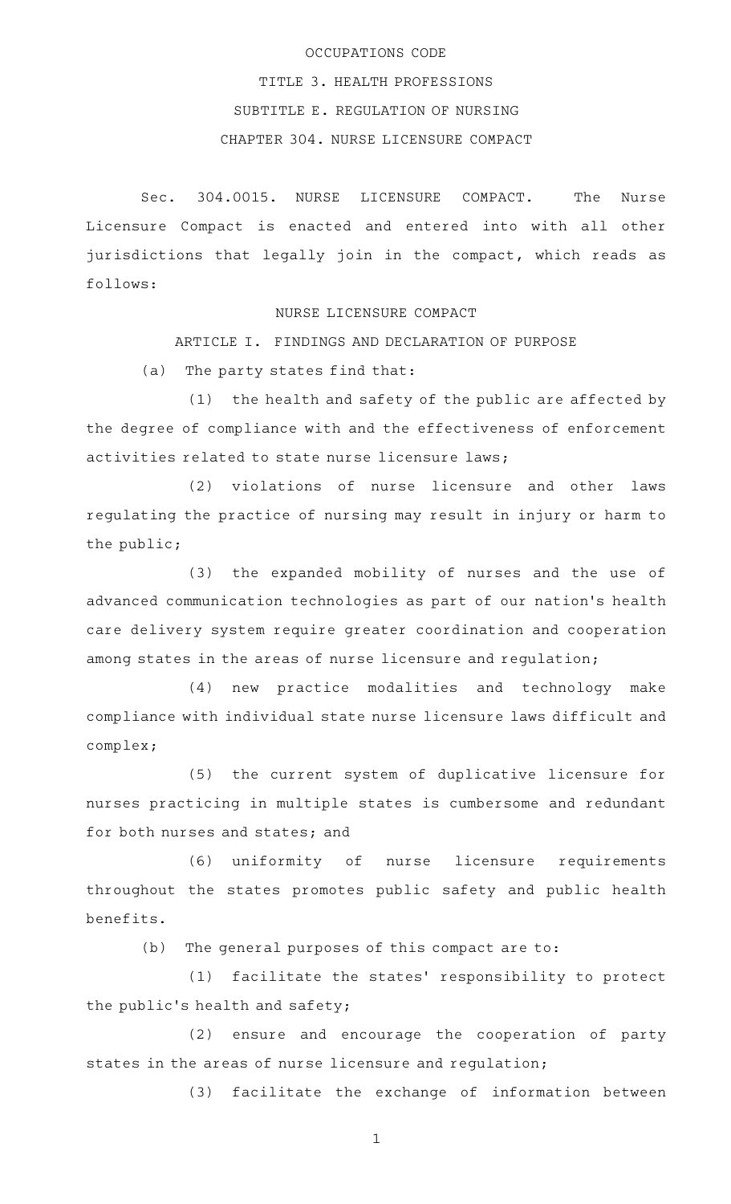OCCUPATIONS CODE

TITLE 3. HEALTH PROFESSIONS

SUBTITLE E. REGULATION OF NURSING

CHAPTER 304. NURSE LICENSURE COMPACT

Sec. 304.0015. NURSE LICENSURE COMPACT. The Nurse Licensure Compact is enacted and entered into with all other jurisdictions that legally join in the compact, which reads as follows:

NURSE LICENSURE COMPACT

ARTICLE I. FINDINGS AND DECLARATION OF PURPOSE

(a) The party states find that:

(1) the health and safety of the public are affected by the degree of compliance with and the effectiveness of enforcement activities related to state nurse licensure laws;

(2) violations of nurse licensure and other laws regulating the practice of nursing may result in injury or harm to the public;

(3) the expanded mobility of nurses and the use of advanced communication technologies as part of our nation's health care delivery system require greater coordination and cooperation among states in the areas of nurse licensure and regulation;

(4) new practice modalities and technology make compliance with individual state nurse licensure laws difficult and complex;

(5) the current system of duplicative licensure for nurses practicing in multiple states is cumbersome and redundant for both nurses and states; and

(6) uniformity of nurse licensure requirements throughout the states promotes public safety and public health benefits.

(b) The general purposes of this compact are to:

(1) facilitate the states' responsibility to protect the public's health and safety;

(2) ensure and encourage the cooperation of party states in the areas of nurse licensure and regulation;

(3) facilitate the exchange of information between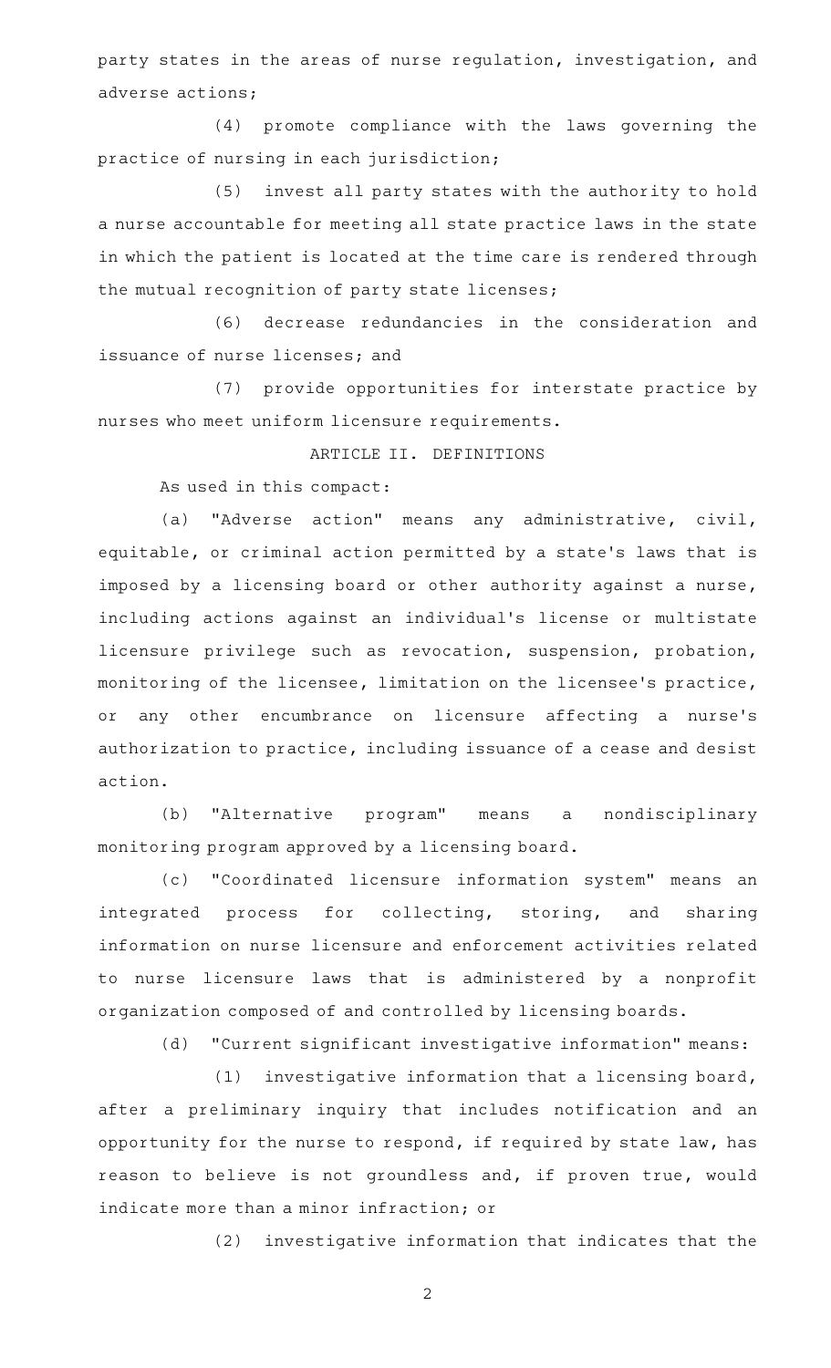party states in the areas of nurse regulation, investigation, and adverse actions;

(4) promote compliance with the laws governing the practice of nursing in each jurisdiction;

(5) invest all party states with the authority to hold a nurse accountable for meeting all state practice laws in the state in which the patient is located at the time care is rendered through the mutual recognition of party state licenses;

(6) decrease redundancies in the consideration and issuance of nurse licenses; and

(7) provide opportunities for interstate practice by nurses who meet uniform licensure requirements.

ARTICLE II. DEFINITIONS

As used in this compact:

(a) "Adverse action" means any administrative, civil, equitable, or criminal action permitted by a state's laws that is imposed by a licensing board or other authority against a nurse, including actions against an individual's license or multistate licensure privilege such as revocation, suspension, probation, monitoring of the licensee, limitation on the licensee's practice, or any other encumbrance on licensure affecting a nurse's authorization to practice, including issuance of a cease and desist action.

(b) "Alternative program" means a nondisciplinary monitoring program approved by a licensing board.

(c) "Coordinated licensure information system" means an integrated process for collecting, storing, and sharing information on nurse licensure and enforcement activities related to nurse licensure laws that is administered by a nonprofit organization composed of and controlled by licensing boards.

(d) "Current significant investigative information" means:

(1) investigative information that a licensing board, after a preliminary inquiry that includes notification and an opportunity for the nurse to respond, if required by state law, has reason to believe is not groundless and, if proven true, would indicate more than a minor infraction; or

(2) investigative information that indicates that the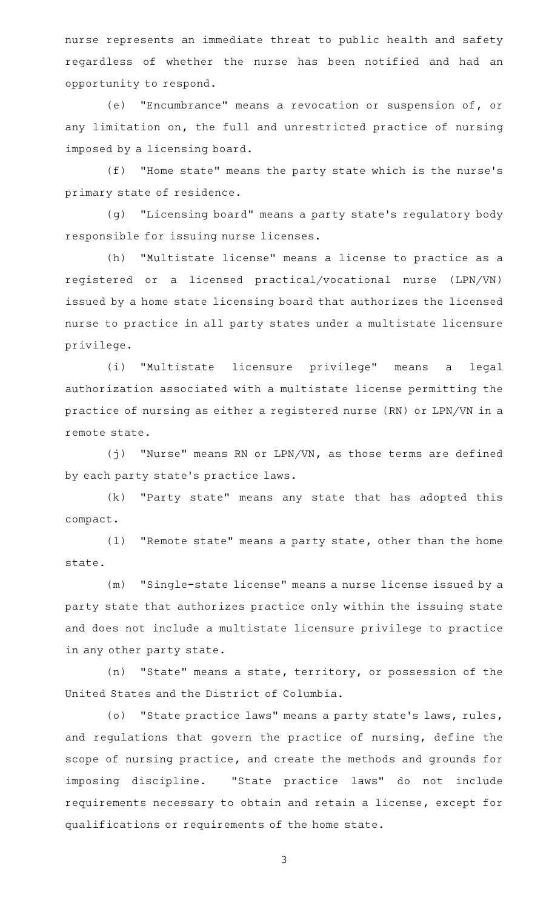nurse represents an immediate threat to public health and safety regardless of whether the nurse has been notified and had an opportunity to respond.

(e) "Encumbrance" means a revocation or suspension of, or any limitation on, the full and unrestricted practice of nursing imposed by a licensing board.

(f) "Home state" means the party state which is the nurse's primary state of residence.

(g) "Licensing board" means a party state's regulatory body responsible for issuing nurse licenses.

(h) "Multistate license" means a license to practice as a registered or a licensed practical/vocational nurse (LPN/VN) issued by a home state licensing board that authorizes the licensed nurse to practice in all party states under a multistate licensure privilege.

(i) "Multistate licensure privilege" means a legal authorization associated with a multistate license permitting the practice of nursing as either a registered nurse (RN) or LPN/VN in a remote state.

(j) "Nurse" means RN or LPN/VN, as those terms are defined by each party state's practice laws.

(k) "Party state" means any state that has adopted this compact.

(l) "Remote state" means a party state, other than the home state.

(m) "Single-state license" means a nurse license issued by a party state that authorizes practice only within the issuing state and does not include a multistate licensure privilege to practice in any other party state.

(n) "State" means a state, territory, or possession of the United States and the District of Columbia.

(o) "State practice laws" means a party state's laws, rules, and regulations that govern the practice of nursing, define the scope of nursing practice, and create the methods and grounds for imposing discipline. "State practice laws" do not include requirements necessary to obtain and retain a license, except for qualifications or requirements of the home state.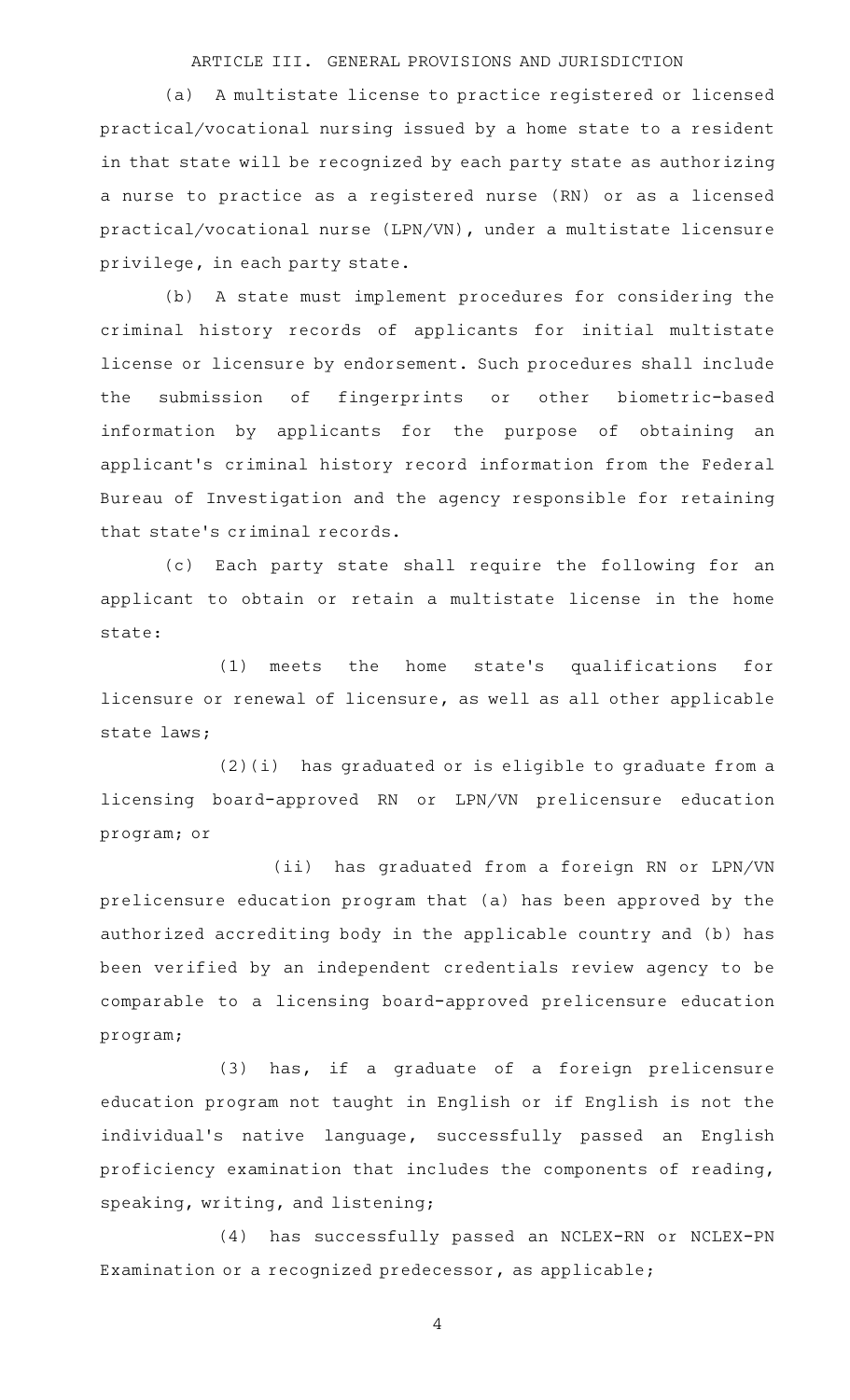ARTICLE III. GENERAL PROVISIONS AND JURISDICTION

(a) A multistate license to practice registered or licensed practical/vocational nursing issued by a home state to a resident in that state will be recognized by each party state as authorizing a nurse to practice as a registered nurse (RN) or as a licensed practical/vocational nurse (LPN/VN), under a multistate licensure privilege, in each party state.

(b) A state must implement procedures for considering the criminal history records of applicants for initial multistate license or licensure by endorsement. Such procedures shall include the submission of fingerprints or other biometric-based information by applicants for the purpose of obtaining an applicant's criminal history record information from the Federal Bureau of Investigation and the agency responsible for retaining that state's criminal records.

(c) Each party state shall require the following for an applicant to obtain or retain a multistate license in the home state:

(1) meets the home state's qualifications for licensure or renewal of licensure, as well as all other applicable state laws;

(2)(i) has graduated or is eligible to graduate from a licensing board-approved RN or LPN/VN prelicensure education program; or

(ii) has graduated from a foreign RN or LPN/VN prelicensure education program that (a) has been approved by the authorized accrediting body in the applicable country and (b) has been verified by an independent credentials review agency to be comparable to a licensing board-approved prelicensure education program;

(3) has, if a graduate of a foreign prelicensure education program not taught in English or if English is not the individual's native language, successfully passed an English proficiency examination that includes the components of reading, speaking, writing, and listening;

(4) has successfully passed an NCLEX-RN or NCLEX-PN Examination or a recognized predecessor, as applicable;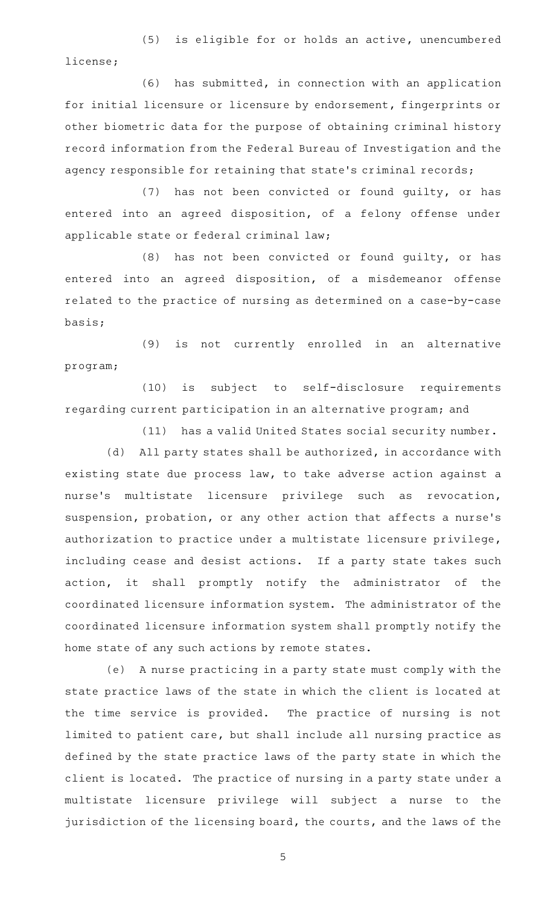(5) is eligible for or holds an active, unencumbered license;

(6) has submitted, in connection with an application for initial licensure or licensure by endorsement, fingerprints or other biometric data for the purpose of obtaining criminal history record information from the Federal Bureau of Investigation and the agency responsible for retaining that state's criminal records;

(7) has not been convicted or found guilty, or has entered into an agreed disposition, of a felony offense under applicable state or federal criminal law;

(8) has not been convicted or found guilty, or has entered into an agreed disposition, of a misdemeanor offense related to the practice of nursing as determined on a case-by-case basis;

(9) is not currently enrolled in an alternative program;

(10) is subject to self-disclosure requirements regarding current participation in an alternative program; and

(11) has a valid United States social security number.

(d) All party states shall be authorized, in accordance with existing state due process law, to take adverse action against a nurse's multistate licensure privilege such as revocation, suspension, probation, or any other action that affects a nurse's authorization to practice under a multistate licensure privilege, including cease and desist actions. If a party state takes such action, it shall promptly notify the administrator of the coordinated licensure information system. The administrator of the coordinated licensure information system shall promptly notify the home state of any such actions by remote states.

(e) A nurse practicing in a party state must comply with the state practice laws of the state in which the client is located at the time service is provided. The practice of nursing is not limited to patient care, but shall include all nursing practice as defined by the state practice laws of the party state in which the client is located. The practice of nursing in a party state under a multistate licensure privilege will subject a nurse to the jurisdiction of the licensing board, the courts, and the laws of the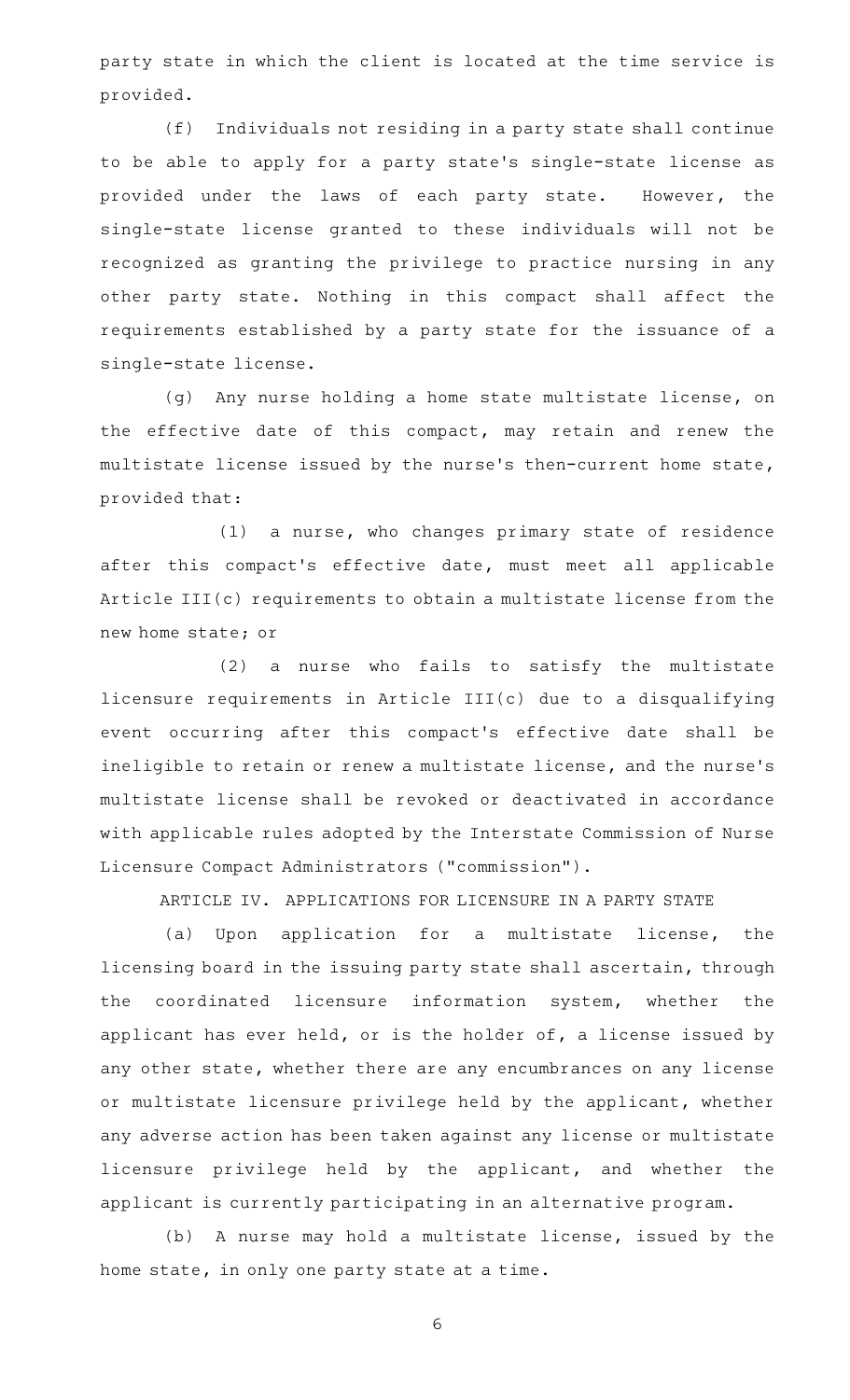party state in which the client is located at the time service is provided.

(f) Individuals not residing in a party state shall continue to be able to apply for a party state's single-state license as provided under the laws of each party state. However, the single-state license granted to these individuals will not be recognized as granting the privilege to practice nursing in any other party state. Nothing in this compact shall affect the requirements established by a party state for the issuance of a single-state license.

(g) Any nurse holding a home state multistate license, on the effective date of this compact, may retain and renew the multistate license issued by the nurse's then-current home state, provided that:

(1) a nurse, who changes primary state of residence after this compact's effective date, must meet all applicable Article III(c) requirements to obtain a multistate license from the new home state; or

(2) a nurse who fails to satisfy the multistate licensure requirements in Article III(c) due to a disqualifying event occurring after this compact's effective date shall be ineligible to retain or renew a multistate license, and the nurse's multistate license shall be revoked or deactivated in accordance with applicable rules adopted by the Interstate Commission of Nurse Licensure Compact Administrators ("commission").

ARTICLE IV. APPLICATIONS FOR LICENSURE IN A PARTY STATE

(a) Upon application for a multistate license, the licensing board in the issuing party state shall ascertain, through the coordinated licensure information system, whether the applicant has ever held, or is the holder of, a license issued by any other state, whether there are any encumbrances on any license or multistate licensure privilege held by the applicant, whether any adverse action has been taken against any license or multistate licensure privilege held by the applicant, and whether the applicant is currently participating in an alternative program.

(b) A nurse may hold a multistate license, issued by the home state, in only one party state at a time.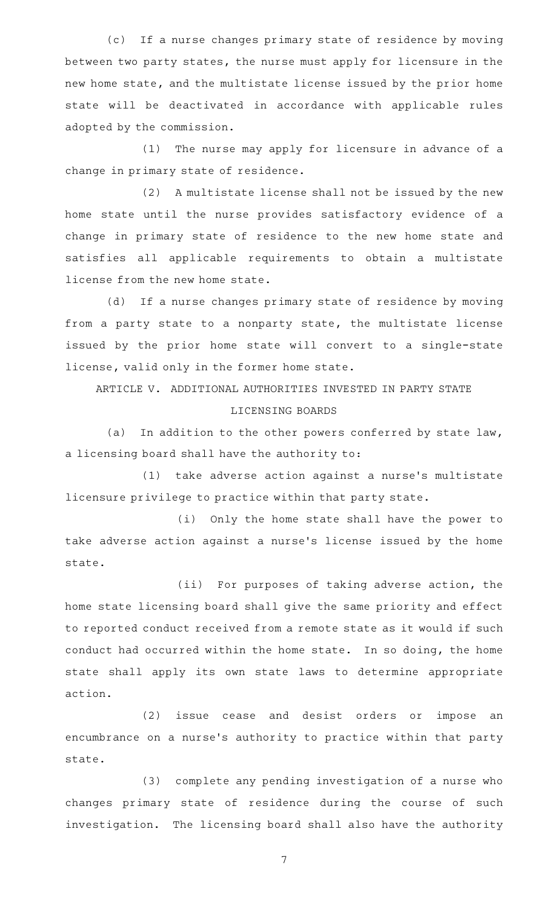(c) If a nurse changes primary state of residence by moving between two party states, the nurse must apply for licensure in the new home state, and the multistate license issued by the prior home state will be deactivated in accordance with applicable rules adopted by the commission.

(1) The nurse may apply for licensure in advance of a change in primary state of residence.

(2) A multistate license shall not be issued by the new home state until the nurse provides satisfactory evidence of a change in primary state of residence to the new home state and satisfies all applicable requirements to obtain a multistate license from the new home state.

(d) If a nurse changes primary state of residence by moving from a party state to a nonparty state, the multistate license issued by the prior home state will convert to a single-state license, valid only in the former home state.

ARTICLE V. ADDITIONAL AUTHORITIES INVESTED IN PARTY STATE LICENSING BOARDS

(a) In addition to the other powers conferred by state law, a licensing board shall have the authority to:

(1) take adverse action against a nurse's multistate licensure privilege to practice within that party state.

(i) Only the home state shall have the power to take adverse action against a nurse's license issued by the home state.

(ii) For purposes of taking adverse action, the home state licensing board shall give the same priority and effect to reported conduct received from a remote state as it would if such conduct had occurred within the home state. In so doing, the home state shall apply its own state laws to determine appropriate action.

(2) issue cease and desist orders or impose an encumbrance on a nurse's authority to practice within that party state.

(3) complete any pending investigation of a nurse who changes primary state of residence during the course of such investigation. The licensing board shall also have the authority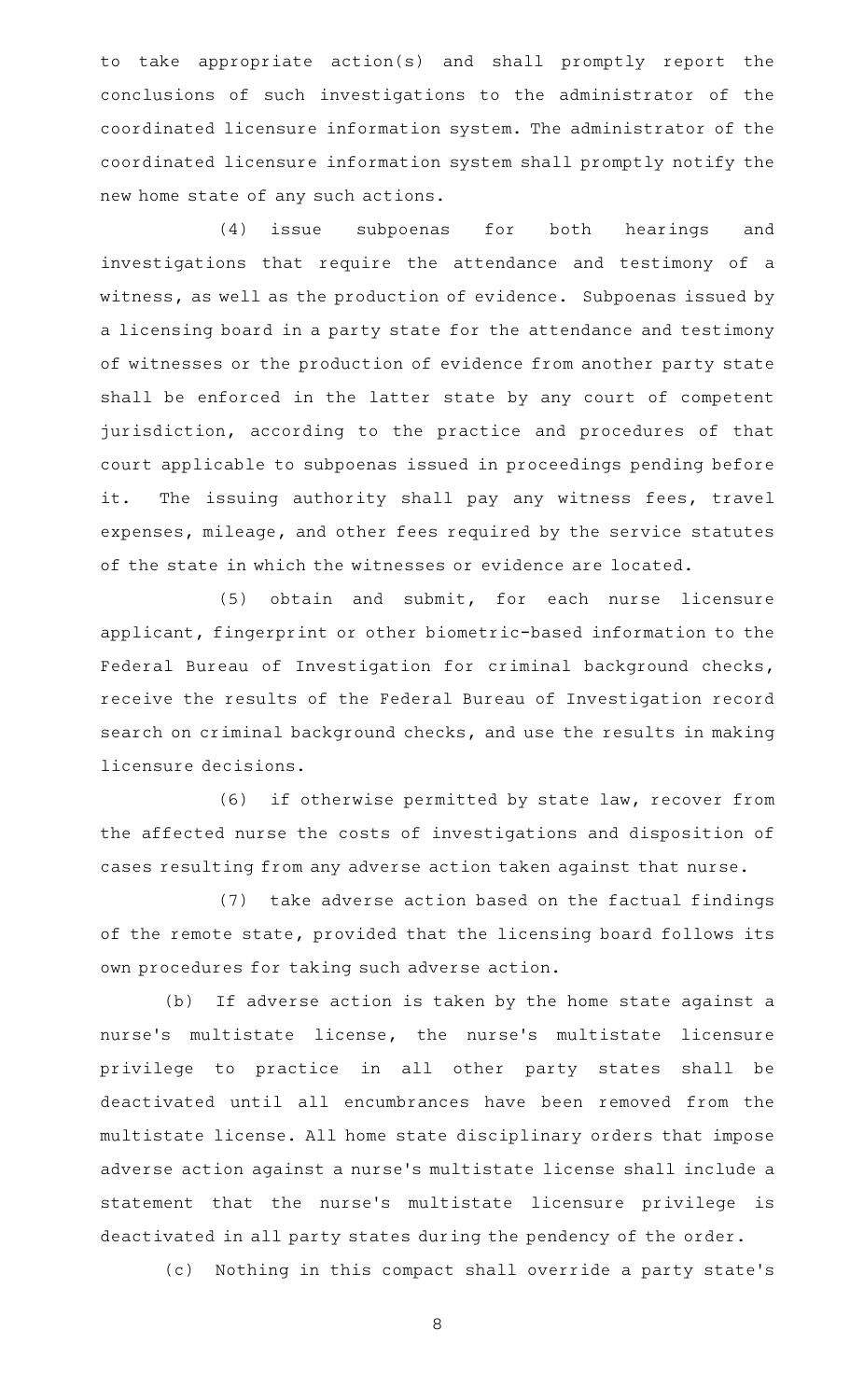to take appropriate action(s) and shall promptly report the conclusions of such investigations to the administrator of the coordinated licensure information system. The administrator of the coordinated licensure information system shall promptly notify the new home state of any such actions.

(4) issue subpoenas for both hearings and investigations that require the attendance and testimony of a witness, as well as the production of evidence. Subpoenas issued by a licensing board in a party state for the attendance and testimony of witnesses or the production of evidence from another party state shall be enforced in the latter state by any court of competent jurisdiction, according to the practice and procedures of that court applicable to subpoenas issued in proceedings pending before it. The issuing authority shall pay any witness fees, travel expenses, mileage, and other fees required by the service statutes of the state in which the witnesses or evidence are located.

(5) obtain and submit, for each nurse licensure applicant, fingerprint or other biometric-based information to the Federal Bureau of Investigation for criminal background checks, receive the results of the Federal Bureau of Investigation record search on criminal background checks, and use the results in making licensure decisions.

(6) if otherwise permitted by state law, recover from the affected nurse the costs of investigations and disposition of cases resulting from any adverse action taken against that nurse.

(7) take adverse action based on the factual findings of the remote state, provided that the licensing board follows its own procedures for taking such adverse action.

(b) If adverse action is taken by the home state against a nurse's multistate license, the nurse's multistate licensure privilege to practice in all other party states shall be deactivated until all encumbrances have been removed from the multistate license. All home state disciplinary orders that impose adverse action against a nurse's multistate license shall include a statement that the nurse's multistate licensure privilege is deactivated in all party states during the pendency of the order.

(c) Nothing in this compact shall override a party state's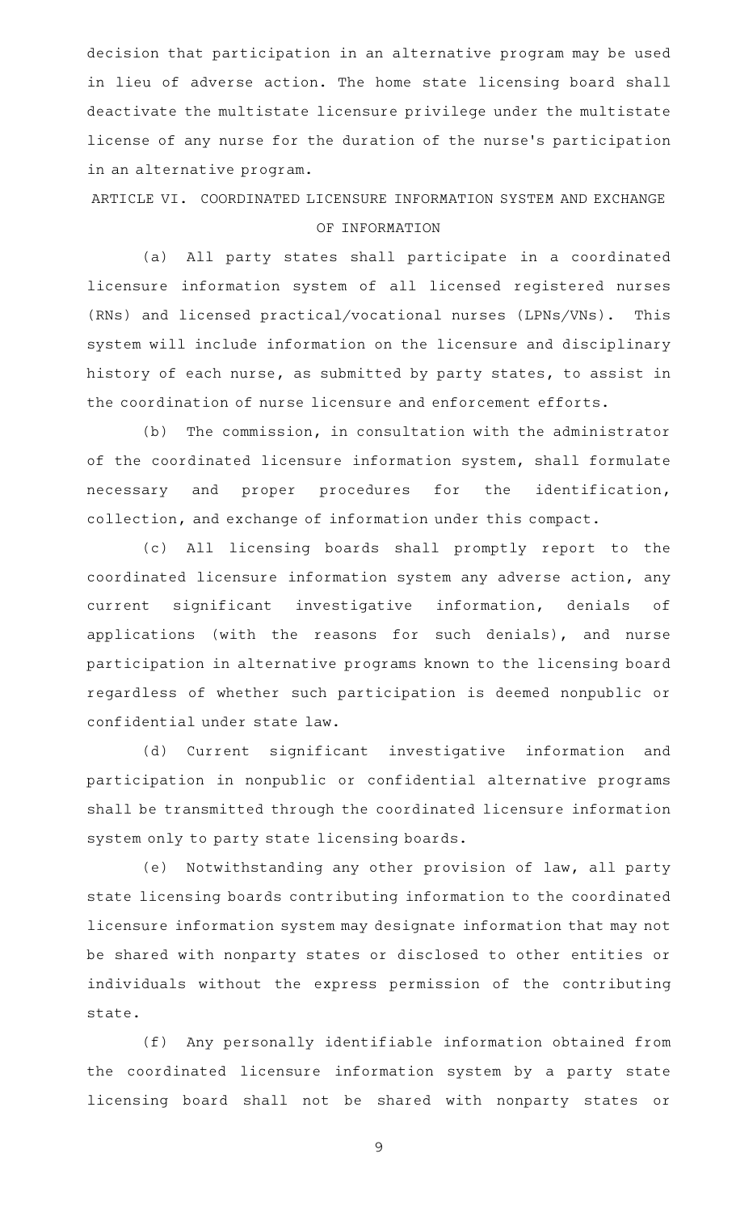decision that participation in an alternative program may be used in lieu of adverse action. The home state licensing board shall deactivate the multistate licensure privilege under the multistate license of any nurse for the duration of the nurse's participation in an alternative program.

## ARTICLE VI. COORDINATED LICENSURE INFORMATION SYSTEM AND EXCHANGE OF INFORMATION

(a) All party states shall participate in a coordinated licensure information system of all licensed registered nurses (RNs) and licensed practical/vocational nurses (LPNs/VNs). This system will include information on the licensure and disciplinary history of each nurse, as submitted by party states, to assist in the coordination of nurse licensure and enforcement efforts.

(b) The commission, in consultation with the administrator of the coordinated licensure information system, shall formulate necessary and proper procedures for the identification, collection, and exchange of information under this compact.

(c) All licensing boards shall promptly report to the coordinated licensure information system any adverse action, any current significant investigative information, denials of applications (with the reasons for such denials), and nurse participation in alternative programs known to the licensing board regardless of whether such participation is deemed nonpublic or confidential under state law.

(d) Current significant investigative information and participation in nonpublic or confidential alternative programs shall be transmitted through the coordinated licensure information system only to party state licensing boards.

(e) Notwithstanding any other provision of law, all party state licensing boards contributing information to the coordinated licensure information system may designate information that may not be shared with nonparty states or disclosed to other entities or individuals without the express permission of the contributing state.

(f) Any personally identifiable information obtained from the coordinated licensure information system by a party state licensing board shall not be shared with nonparty states or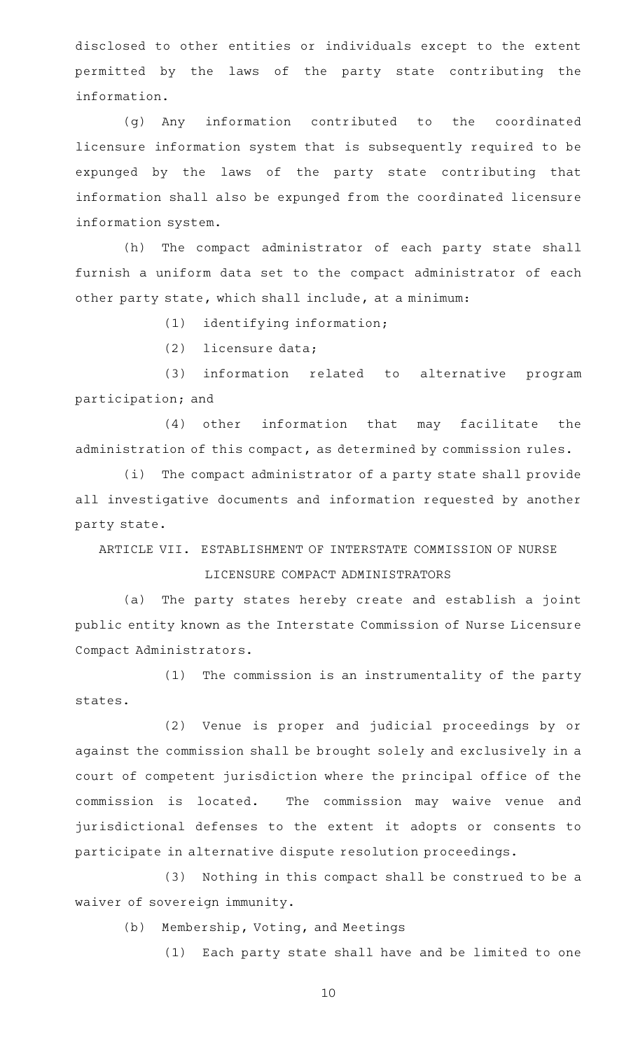disclosed to other entities or individuals except to the extent permitted by the laws of the party state contributing the information.

(g) Any information contributed to the coordinated licensure information system that is subsequently required to be expunged by the laws of the party state contributing that information shall also be expunged from the coordinated licensure information system.

(h) The compact administrator of each party state shall furnish a uniform data set to the compact administrator of each other party state, which shall include, at a minimum:

(1) identifying information;

(2) licensure data;

(3) information related to alternative program participation; and

(4) other information that may facilitate the administration of this compact, as determined by commission rules.

(i) The compact administrator of a party state shall provide all investigative documents and information requested by another party state.

## ARTICLE VII. ESTABLISHMENT OF INTERSTATE COMMISSION OF NURSE LICENSURE COMPACT ADMINISTRATORS

(a) The party states hereby create and establish a joint public entity known as the Interstate Commission of Nurse Licensure Compact Administrators.

(1) The commission is an instrumentality of the party states.

(2) Venue is proper and judicial proceedings by or against the commission shall be brought solely and exclusively in a court of competent jurisdiction where the principal office of the commission is located. The commission may waive venue and jurisdictional defenses to the extent it adopts or consents to participate in alternative dispute resolution proceedings.

(3) Nothing in this compact shall be construed to be a waiver of sovereign immunity.

(b) Membership, Voting, and Meetings

(1) Each party state shall have and be limited to one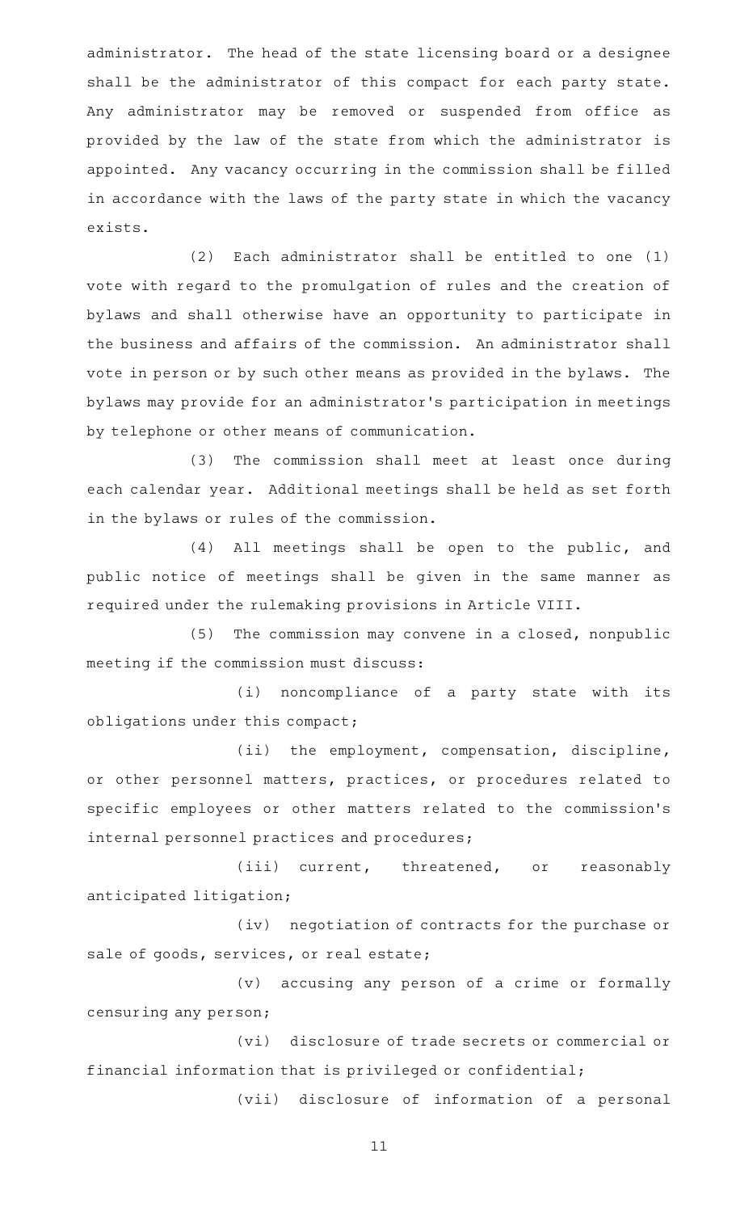administrator. The head of the state licensing board or a designee shall be the administrator of this compact for each party state. Any administrator may be removed or suspended from office as provided by the law of the state from which the administrator is appointed. Any vacancy occurring in the commission shall be filled in accordance with the laws of the party state in which the vacancy exists.

(2) Each administrator shall be entitled to one (1) vote with regard to the promulgation of rules and the creation of bylaws and shall otherwise have an opportunity to participate in the business and affairs of the commission. An administrator shall vote in person or by such other means as provided in the bylaws. The bylaws may provide for an administrator's participation in meetings by telephone or other means of communication.

(3) The commission shall meet at least once during each calendar year. Additional meetings shall be held as set forth in the bylaws or rules of the commission.

(4) All meetings shall be open to the public, and public notice of meetings shall be given in the same manner as required under the rulemaking provisions in Article VIII.

(5) The commission may convene in a closed, nonpublic meeting if the commission must discuss:

(i) noncompliance of a party state with its obligations under this compact;

(ii) the employment, compensation, discipline, or other personnel matters, practices, or procedures related to specific employees or other matters related to the commission's internal personnel practices and procedures;

(iii) current, threatened, or reasonably anticipated litigation;

(iv) negotiation of contracts for the purchase or sale of goods, services, or real estate;

(v) accusing any person of a crime or formally censuring any person;

(vi) disclosure of trade secrets or commercial or financial information that is privileged or confidential;

(vii) disclosure of information of a personal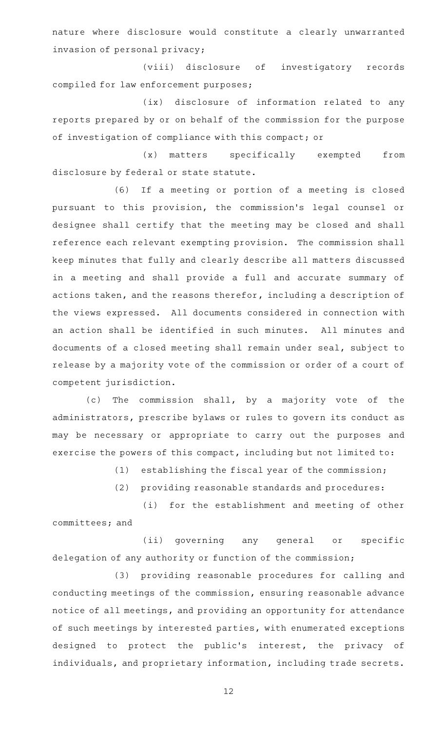nature where disclosure would constitute a clearly unwarranted invasion of personal privacy;

(viii) disclosure of investigatory records compiled for law enforcement purposes;

(ix) disclosure of information related to any reports prepared by or on behalf of the commission for the purpose of investigation of compliance with this compact; or

(x) matters specifically exempted from disclosure by federal or state statute.

(6) If a meeting or portion of a meeting is closed pursuant to this provision, the commission's legal counsel or designee shall certify that the meeting may be closed and shall reference each relevant exempting provision. The commission shall keep minutes that fully and clearly describe all matters discussed in a meeting and shall provide a full and accurate summary of actions taken, and the reasons therefor, including a description of the views expressed. All documents considered in connection with an action shall be identified in such minutes. All minutes and documents of a closed meeting shall remain under seal, subject to release by a majority vote of the commission or order of a court of competent jurisdiction.

(c) The commission shall, by a majority vote of the administrators, prescribe bylaws or rules to govern its conduct as may be necessary or appropriate to carry out the purposes and exercise the powers of this compact, including but not limited to:

(1) establishing the fiscal year of the commission;

(2) providing reasonable standards and procedures:

(i) for the establishment and meeting of other committees; and

(ii) governing any general or specific delegation of any authority or function of the commission;

(3) providing reasonable procedures for calling and conducting meetings of the commission, ensuring reasonable advance notice of all meetings, and providing an opportunity for attendance of such meetings by interested parties, with enumerated exceptions designed to protect the public's interest, the privacy of individuals, and proprietary information, including trade secrets.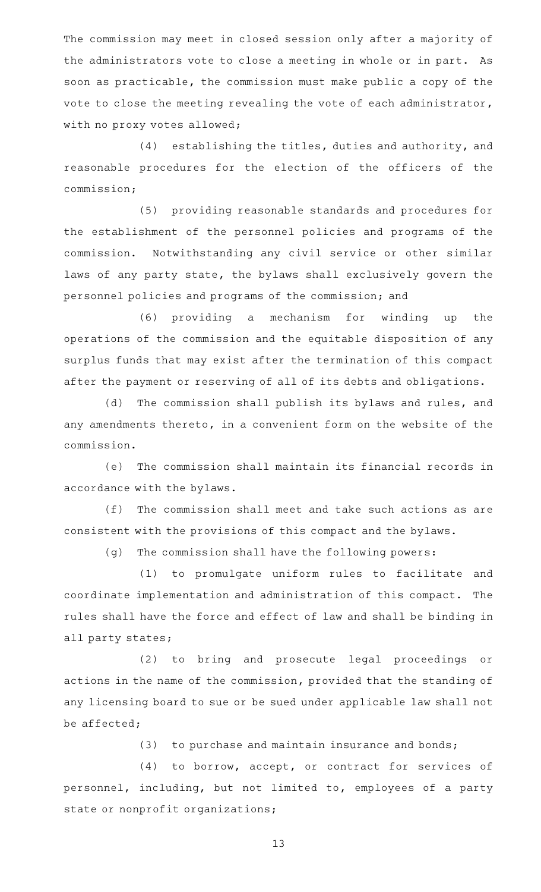The commission may meet in closed session only after a majority of the administrators vote to close a meeting in whole or in part. As soon as practicable, the commission must make public a copy of the vote to close the meeting revealing the vote of each administrator, with no proxy votes allowed;

(4) establishing the titles, duties and authority, and reasonable procedures for the election of the officers of the commission;

(5) providing reasonable standards and procedures for the establishment of the personnel policies and programs of the commission. Notwithstanding any civil service or other similar laws of any party state, the bylaws shall exclusively govern the personnel policies and programs of the commission; and

(6) providing a mechanism for winding up the operations of the commission and the equitable disposition of any surplus funds that may exist after the termination of this compact after the payment or reserving of all of its debts and obligations.

(d) The commission shall publish its bylaws and rules, and any amendments thereto, in a convenient form on the website of the commission.

(e) The commission shall maintain its financial records in accordance with the bylaws.

(f) The commission shall meet and take such actions as are consistent with the provisions of this compact and the bylaws.

(g) The commission shall have the following powers:

(1) to promulgate uniform rules to facilitate and coordinate implementation and administration of this compact. The rules shall have the force and effect of law and shall be binding in all party states;

(2) to bring and prosecute legal proceedings or actions in the name of the commission, provided that the standing of any licensing board to sue or be sued under applicable law shall not be affected;

(3) to purchase and maintain insurance and bonds;

(4) to borrow, accept, or contract for services of personnel, including, but not limited to, employees of a party state or nonprofit organizations;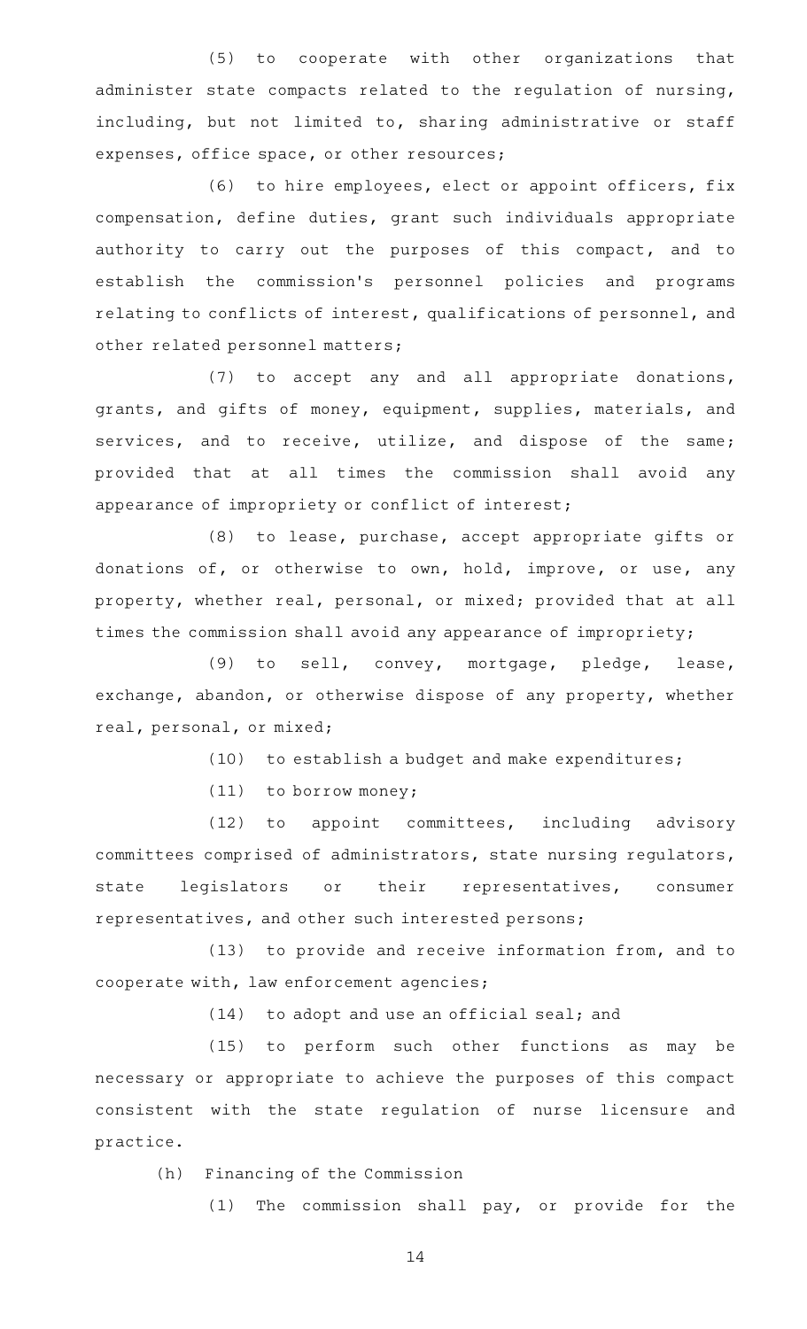(5) to cooperate with other organizations that administer state compacts related to the regulation of nursing, including, but not limited to, sharing administrative or staff expenses, office space, or other resources;

(6) to hire employees, elect or appoint officers, fix compensation, define duties, grant such individuals appropriate authority to carry out the purposes of this compact, and to establish the commission's personnel policies and programs relating to conflicts of interest, qualifications of personnel, and other related personnel matters;

(7) to accept any and all appropriate donations, grants, and gifts of money, equipment, supplies, materials, and services, and to receive, utilize, and dispose of the same; provided that at all times the commission shall avoid any appearance of impropriety or conflict of interest;

(8) to lease, purchase, accept appropriate gifts or donations of, or otherwise to own, hold, improve, or use, any property, whether real, personal, or mixed; provided that at all times the commission shall avoid any appearance of impropriety;

(9) to sell, convey, mortgage, pledge, lease, exchange, abandon, or otherwise dispose of any property, whether real, personal, or mixed;

(10) to establish a budget and make expenditures;

(11) to borrow money;

(12) to appoint committees, including advisory committees comprised of administrators, state nursing regulators, state legislators or their representatives, consumer representatives, and other such interested persons;

(13) to provide and receive information from, and to cooperate with, law enforcement agencies;

(14) to adopt and use an official seal; and

(15) to perform such other functions as may be necessary or appropriate to achieve the purposes of this compact consistent with the state regulation of nurse licensure and practice.

(h) Financing of the Commission

(1) The commission shall pay, or provide for the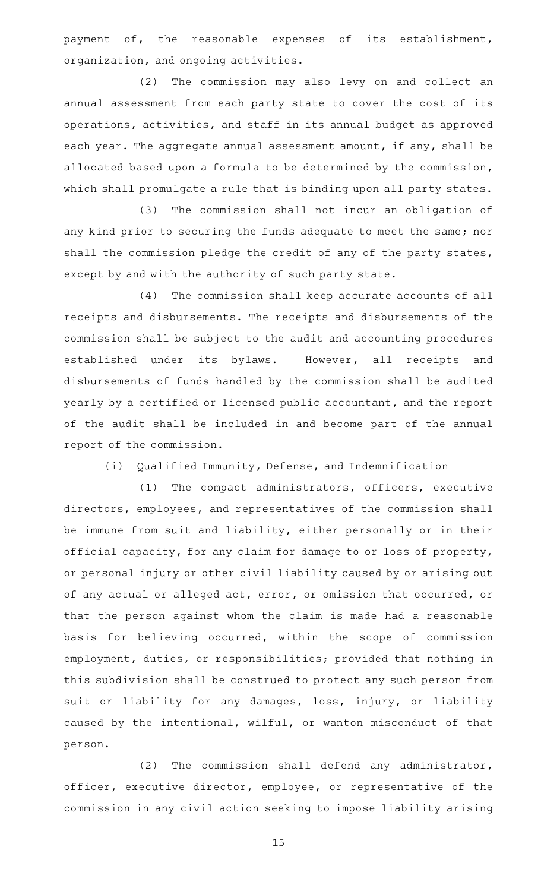payment of, the reasonable expenses of its establishment, organization, and ongoing activities.

(2) The commission may also levy on and collect an annual assessment from each party state to cover the cost of its operations, activities, and staff in its annual budget as approved each year. The aggregate annual assessment amount, if any, shall be allocated based upon a formula to be determined by the commission, which shall promulgate a rule that is binding upon all party states.

(3) The commission shall not incur an obligation of any kind prior to securing the funds adequate to meet the same; nor shall the commission pledge the credit of any of the party states, except by and with the authority of such party state.

(4) The commission shall keep accurate accounts of all receipts and disbursements. The receipts and disbursements of the commission shall be subject to the audit and accounting procedures established under its bylaws. However, all receipts and disbursements of funds handled by the commission shall be audited yearly by a certified or licensed public accountant, and the report of the audit shall be included in and become part of the annual report of the commission.

(i) Qualified Immunity, Defense, and Indemnification

(1) The compact administrators, officers, executive directors, employees, and representatives of the commission shall be immune from suit and liability, either personally or in their official capacity, for any claim for damage to or loss of property, or personal injury or other civil liability caused by or arising out of any actual or alleged act, error, or omission that occurred, or that the person against whom the claim is made had a reasonable basis for believing occurred, within the scope of commission employment, duties, or responsibilities; provided that nothing in this subdivision shall be construed to protect any such person from suit or liability for any damages, loss, injury, or liability caused by the intentional, wilful, or wanton misconduct of that person.

(2) The commission shall defend any administrator, officer, executive director, employee, or representative of the commission in any civil action seeking to impose liability arising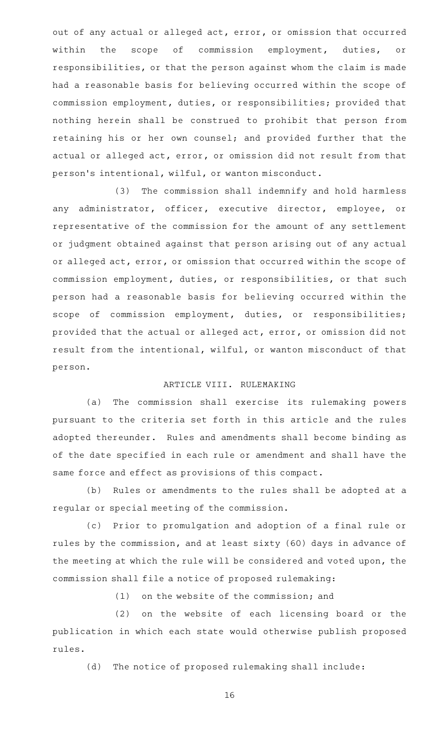out of any actual or alleged act, error, or omission that occurred within the scope of commission employment, duties, or responsibilities, or that the person against whom the claim is made had a reasonable basis for believing occurred within the scope of commission employment, duties, or responsibilities; provided that nothing herein shall be construed to prohibit that person from retaining his or her own counsel; and provided further that the actual or alleged act, error, or omission did not result from that person's intentional, wilful, or wanton misconduct.

(3) The commission shall indemnify and hold harmless any administrator, officer, executive director, employee, or representative of the commission for the amount of any settlement or judgment obtained against that person arising out of any actual or alleged act, error, or omission that occurred within the scope of commission employment, duties, or responsibilities, or that such person had a reasonable basis for believing occurred within the scope of commission employment, duties, or responsibilities; provided that the actual or alleged act, error, or omission did not result from the intentional, wilful, or wanton misconduct of that person.

## ARTICLE VIII. RULEMAKING

(a) The commission shall exercise its rulemaking powers pursuant to the criteria set forth in this article and the rules adopted thereunder. Rules and amendments shall become binding as of the date specified in each rule or amendment and shall have the same force and effect as provisions of this compact.

(b) Rules or amendments to the rules shall be adopted at a regular or special meeting of the commission.

(c) Prior to promulgation and adoption of a final rule or rules by the commission, and at least sixty (60) days in advance of the meeting at which the rule will be considered and voted upon, the commission shall file a notice of proposed rulemaking:

(1) on the website of the commission; and

(2) on the website of each licensing board or the publication in which each state would otherwise publish proposed rules.

(d) The notice of proposed rulemaking shall include: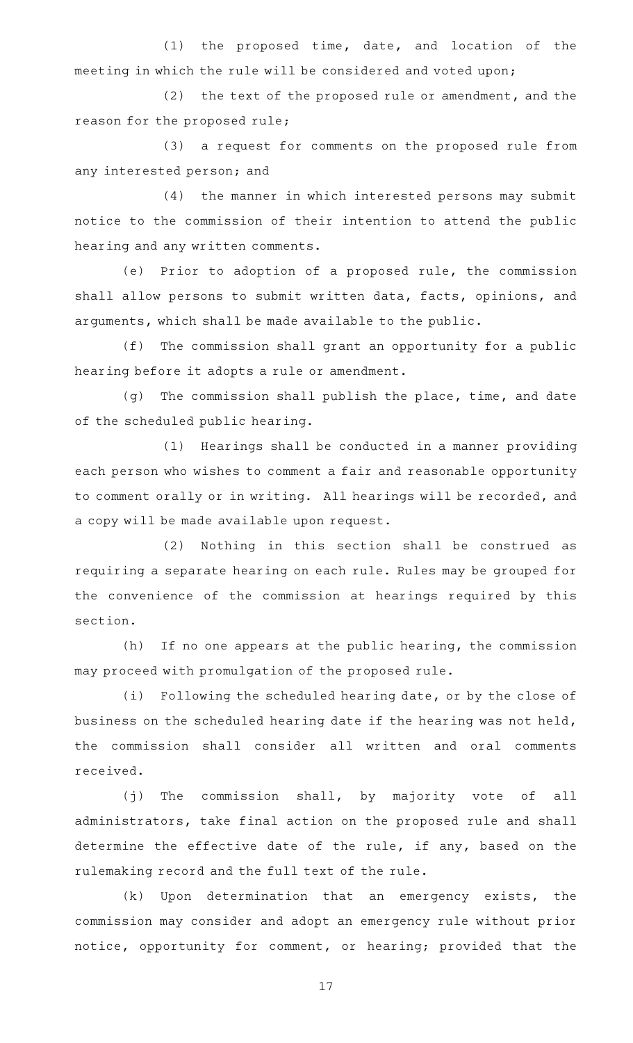(1) the proposed time, date, and location of the meeting in which the rule will be considered and voted upon;

(2) the text of the proposed rule or amendment, and the reason for the proposed rule;

(3) a request for comments on the proposed rule from any interested person; and

(4) the manner in which interested persons may submit notice to the commission of their intention to attend the public hearing and any written comments.

(e) Prior to adoption of a proposed rule, the commission shall allow persons to submit written data, facts, opinions, and arguments, which shall be made available to the public.

(f) The commission shall grant an opportunity for a public hearing before it adopts a rule or amendment.

(g) The commission shall publish the place, time, and date of the scheduled public hearing.

(1) Hearings shall be conducted in a manner providing each person who wishes to comment a fair and reasonable opportunity to comment orally or in writing. All hearings will be recorded, and a copy will be made available upon request.

(2) Nothing in this section shall be construed as requiring a separate hearing on each rule. Rules may be grouped for the convenience of the commission at hearings required by this section.

(h) If no one appears at the public hearing, the commission may proceed with promulgation of the proposed rule.

(i) Following the scheduled hearing date, or by the close of business on the scheduled hearing date if the hearing was not held, the commission shall consider all written and oral comments received.

(j) The commission shall, by majority vote of all administrators, take final action on the proposed rule and shall determine the effective date of the rule, if any, based on the rulemaking record and the full text of the rule.

(k) Upon determination that an emergency exists, the commission may consider and adopt an emergency rule without prior notice, opportunity for comment, or hearing; provided that the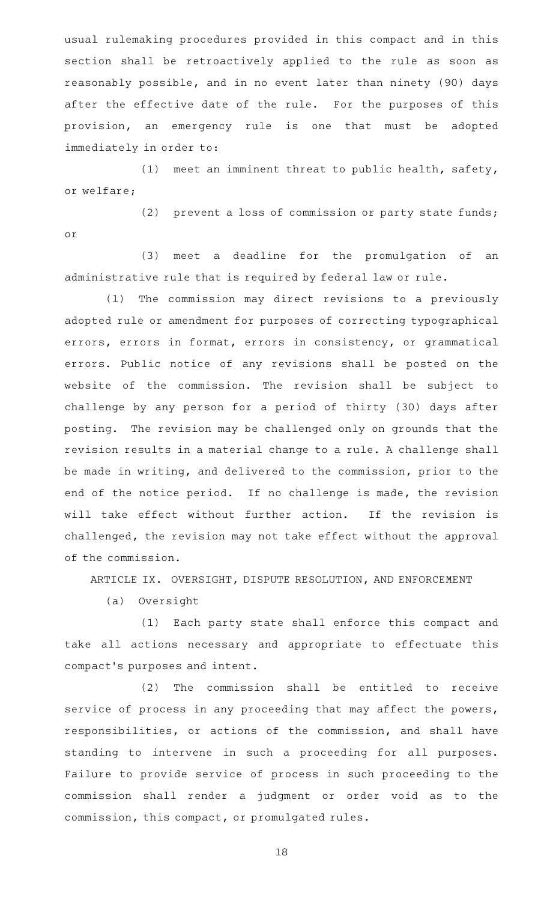usual rulemaking procedures provided in this compact and in this section shall be retroactively applied to the rule as soon as reasonably possible, and in no event later than ninety (90) days after the effective date of the rule. For the purposes of this provision, an emergency rule is one that must be adopted immediately in order to:

(1) meet an imminent threat to public health, safety, or welfare;

(2) prevent a loss of commission or party state funds; or

(3) meet a deadline for the promulgation of an administrative rule that is required by federal law or rule.

(l) The commission may direct revisions to a previously adopted rule or amendment for purposes of correcting typographical errors, errors in format, errors in consistency, or grammatical errors. Public notice of any revisions shall be posted on the website of the commission. The revision shall be subject to challenge by any person for a period of thirty (30) days after posting. The revision may be challenged only on grounds that the revision results in a material change to a rule. A challenge shall be made in writing, and delivered to the commission, prior to the end of the notice period. If no challenge is made, the revision will take effect without further action. If the revision is challenged, the revision may not take effect without the approval of the commission.

ARTICLE IX. OVERSIGHT, DISPUTE RESOLUTION, AND ENFORCEMENT

(a) Oversight

(1) Each party state shall enforce this compact and take all actions necessary and appropriate to effectuate this compact's purposes and intent.

(2) The commission shall be entitled to receive service of process in any proceeding that may affect the powers, responsibilities, or actions of the commission, and shall have standing to intervene in such a proceeding for all purposes. Failure to provide service of process in such proceeding to the commission shall render a judgment or order void as to the commission, this compact, or promulgated rules.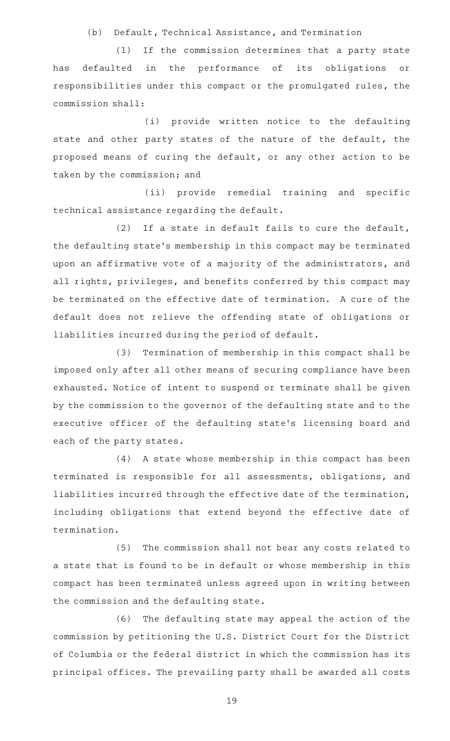(b) Default, Technical Assistance, and Termination

(1) If the commission determines that a party state has defaulted in the performance of its obligations or responsibilities under this compact or the promulgated rules, the commission shall:

(i) provide written notice to the defaulting state and other party states of the nature of the default, the proposed means of curing the default, or any other action to be taken by the commission; and

(ii) provide remedial training and specific technical assistance regarding the default.

(2) If a state in default fails to cure the default, the defaulting state's membership in this compact may be terminated upon an affirmative vote of a majority of the administrators, and all rights, privileges, and benefits conferred by this compact may be terminated on the effective date of termination. A cure of the default does not relieve the offending state of obligations or liabilities incurred during the period of default.

(3) Termination of membership in this compact shall be imposed only after all other means of securing compliance have been exhausted. Notice of intent to suspend or terminate shall be given by the commission to the governor of the defaulting state and to the executive officer of the defaulting state's licensing board and each of the party states.

(4) A state whose membership in this compact has been terminated is responsible for all assessments, obligations, and liabilities incurred through the effective date of the termination, including obligations that extend beyond the effective date of termination.

(5) The commission shall not bear any costs related to a state that is found to be in default or whose membership in this compact has been terminated unless agreed upon in writing between the commission and the defaulting state.

(6) The defaulting state may appeal the action of the commission by petitioning the U.S. District Court for the District of Columbia or the federal district in which the commission has its principal offices. The prevailing party shall be awarded all costs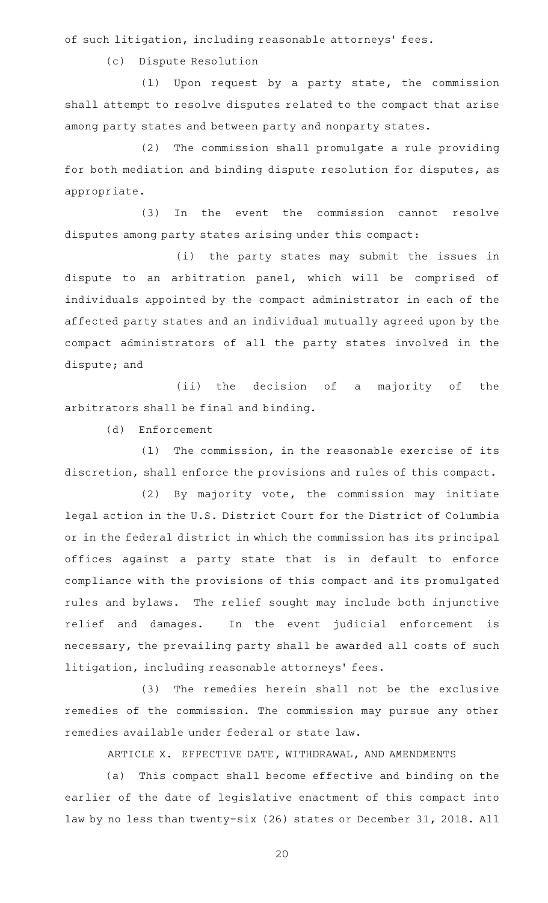of such litigation, including reasonable attorneys' fees.

(c) Dispute Resolution

(1) Upon request by a party state, the commission shall attempt to resolve disputes related to the compact that arise among party states and between party and nonparty states.

(2) The commission shall promulgate a rule providing for both mediation and binding dispute resolution for disputes, as appropriate.

(3) In the event the commission cannot resolve disputes among party states arising under this compact:

(i) the party states may submit the issues in dispute to an arbitration panel, which will be comprised of individuals appointed by the compact administrator in each of the affected party states and an individual mutually agreed upon by the compact administrators of all the party states involved in the dispute; and

(ii) the decision of a majority of the arbitrators shall be final and binding.

(d) Enforcement

(1) The commission, in the reasonable exercise of its discretion, shall enforce the provisions and rules of this compact.

(2) By majority vote, the commission may initiate legal action in the U.S. District Court for the District of Columbia or in the federal district in which the commission has its principal offices against a party state that is in default to enforce compliance with the provisions of this compact and its promulgated rules and bylaws. The relief sought may include both injunctive relief and damages. In the event judicial enforcement is necessary, the prevailing party shall be awarded all costs of such litigation, including reasonable attorneys' fees.

(3) The remedies herein shall not be the exclusive remedies of the commission. The commission may pursue any other remedies available under federal or state law.

ARTICLE X. EFFECTIVE DATE, WITHDRAWAL, AND AMENDMENTS

(a) This compact shall become effective and binding on the earlier of the date of legislative enactment of this compact into law by no less than twenty-six (26) states or December 31, 2018. All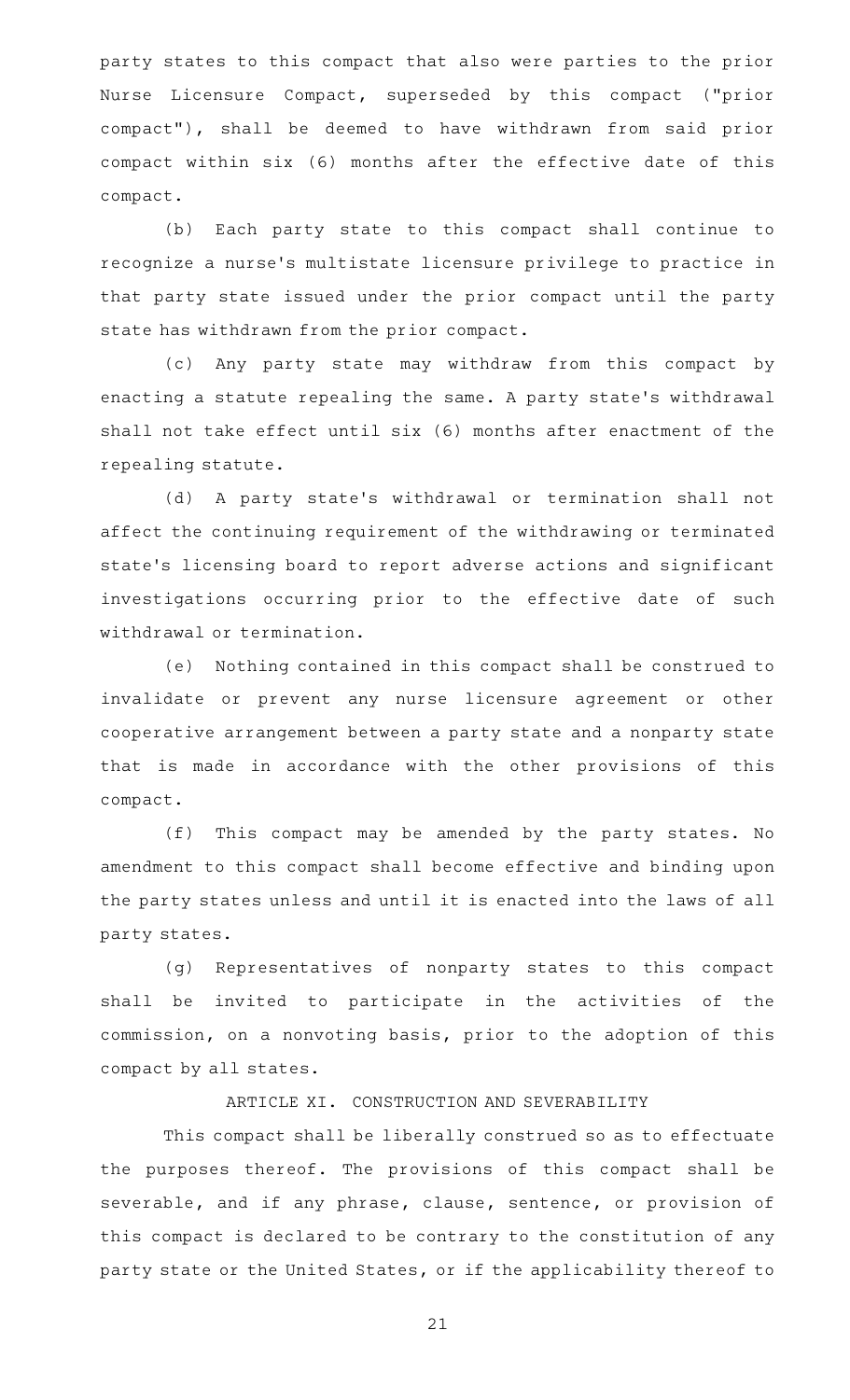party states to this compact that also were parties to the prior Nurse Licensure Compact, superseded by this compact ("prior compact"), shall be deemed to have withdrawn from said prior compact within six (6) months after the effective date of this compact.

(b) Each party state to this compact shall continue to recognize a nurse's multistate licensure privilege to practice in that party state issued under the prior compact until the party state has withdrawn from the prior compact.

(c) Any party state may withdraw from this compact by enacting a statute repealing the same. A party state's withdrawal shall not take effect until six (6) months after enactment of the repealing statute.

(d) A party state's withdrawal or termination shall not affect the continuing requirement of the withdrawing or terminated state's licensing board to report adverse actions and significant investigations occurring prior to the effective date of such withdrawal or termination.

(e) Nothing contained in this compact shall be construed to invalidate or prevent any nurse licensure agreement or other cooperative arrangement between a party state and a nonparty state that is made in accordance with the other provisions of this compact.

(f) This compact may be amended by the party states. No amendment to this compact shall become effective and binding upon the party states unless and until it is enacted into the laws of all party states.

(g) Representatives of nonparty states to this compact shall be invited to participate in the activities of the commission, on a nonvoting basis, prior to the adoption of this compact by all states.

ARTICLE XI. CONSTRUCTION AND SEVERABILITY

This compact shall be liberally construed so as to effectuate the purposes thereof. The provisions of this compact shall be severable, and if any phrase, clause, sentence, or provision of this compact is declared to be contrary to the constitution of any party state or the United States, or if the applicability thereof to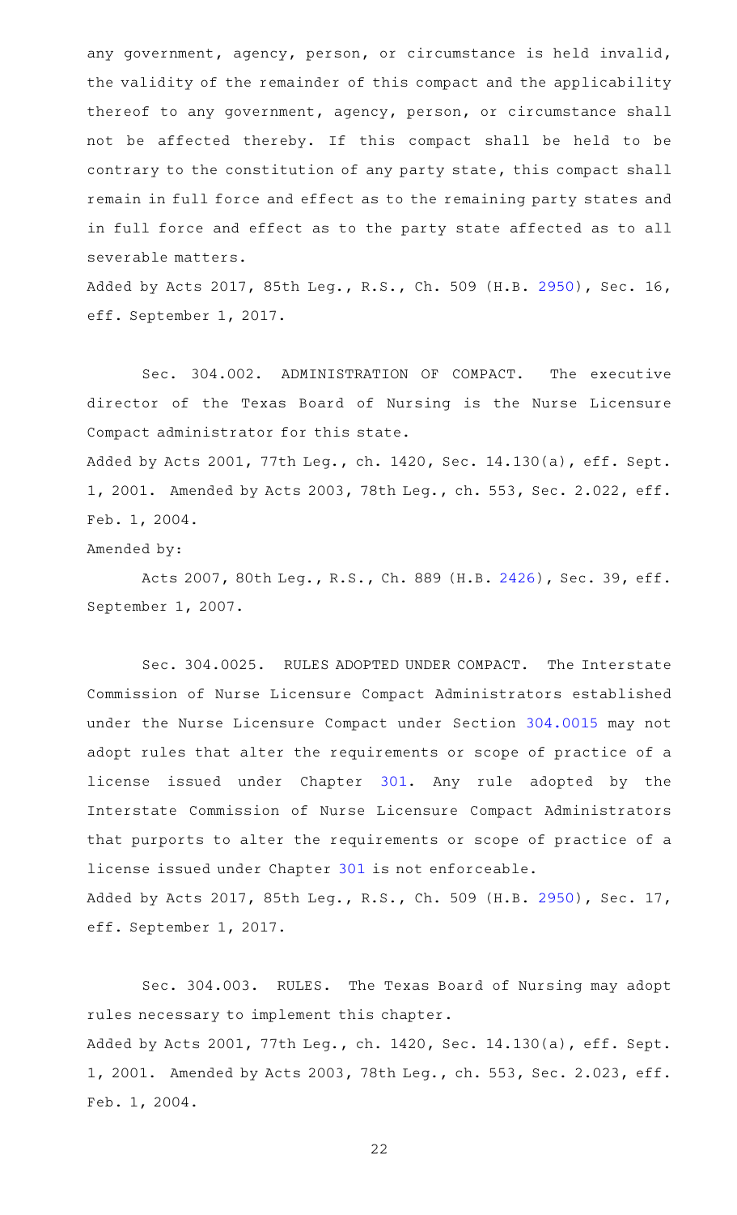any government, agency, person, or circumstance is held invalid, the validity of the remainder of this compact and the applicability thereof to any government, agency, person, or circumstance shall not be affected thereby. If this compact shall be held to be contrary to the constitution of any party state, this compact shall remain in full force and effect as to the remaining party states and in full force and effect as to the party state affected as to all severable matters.

Added by Acts 2017, 85th Leg., R.S., Ch. 509 (H.B. 2950), Sec. 16, eff. September 1, 2017.

Sec. 304.002. ADMINISTRATION OF COMPACT. The executive director of the Texas Board of Nursing is the Nurse Licensure Compact administrator for this state.

Added by Acts 2001, 77th Leg., ch. 1420, Sec. 14.130(a), eff. Sept. 1, 2001. Amended by Acts 2003, 78th Leg., ch. 553, Sec. 2.022, eff. Feb. 1, 2004.

Amended by:

Acts 2007, 80th Leg., R.S., Ch. 889 (H.B. 2426), Sec. 39, eff. September 1, 2007.

Sec. 304.0025. RULES ADOPTED UNDER COMPACT. The Interstate Commission of Nurse Licensure Compact Administrators established under the Nurse Licensure Compact under Section 304.0015 may not adopt rules that alter the requirements or scope of practice of a license issued under Chapter 301. Any rule adopted by the Interstate Commission of Nurse Licensure Compact Administrators that purports to alter the requirements or scope of practice of a license issued under Chapter 301 is not enforceable.

Added by Acts 2017, 85th Leg., R.S., Ch. 509 (H.B. 2950), Sec. 17, eff. September 1, 2017.

Sec. 304.003. RULES. The Texas Board of Nursing may adopt rules necessary to implement this chapter.

Added by Acts 2001, 77th Leg., ch. 1420, Sec. 14.130(a), eff. Sept. 1, 2001. Amended by Acts 2003, 78th Leg., ch. 553, Sec. 2.023, eff. Feb. 1, 2004.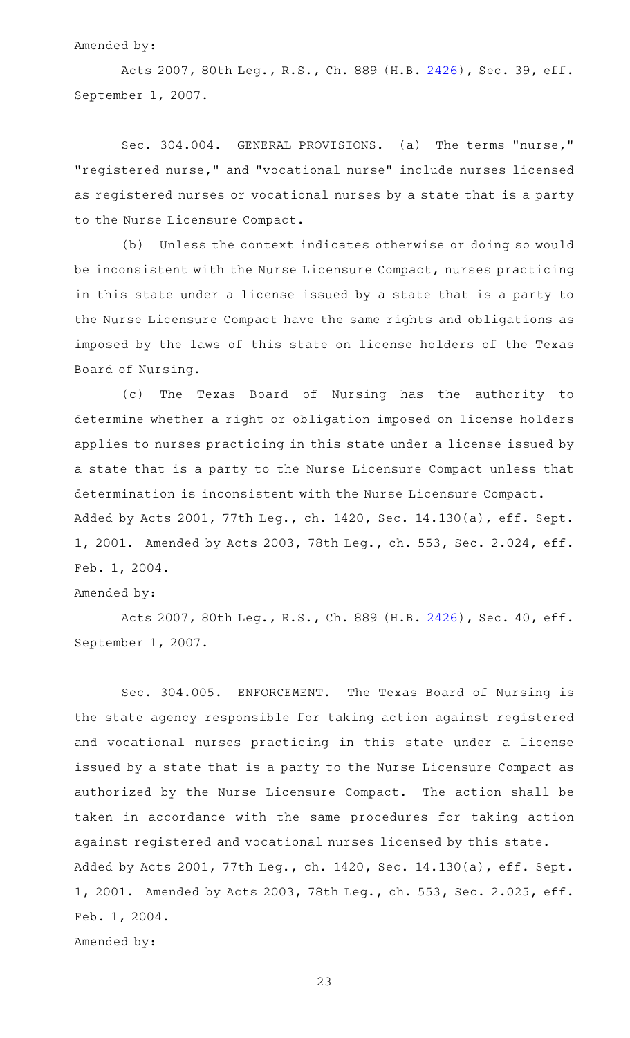Amended by:

Acts 2007, 80th Leg., R.S., Ch. 889 (H.B. 2426), Sec. 39, eff. September 1, 2007.

Sec. 304.004. GENERAL PROVISIONS. (a) The terms "nurse," "registered nurse," and "vocational nurse" include nurses licensed as registered nurses or vocational nurses by a state that is a party to the Nurse Licensure Compact.

(b) Unless the context indicates otherwise or doing so would be inconsistent with the Nurse Licensure Compact, nurses practicing in this state under a license issued by a state that is a party to the Nurse Licensure Compact have the same rights and obligations as imposed by the laws of this state on license holders of the Texas Board of Nursing.

(c) The Texas Board of Nursing has the authority to determine whether a right or obligation imposed on license holders applies to nurses practicing in this state under a license issued by a state that is a party to the Nurse Licensure Compact unless that determination is inconsistent with the Nurse Licensure Compact.

Added by Acts 2001, 77th Leg., ch. 1420, Sec. 14.130(a), eff. Sept. 1, 2001. Amended by Acts 2003, 78th Leg., ch. 553, Sec. 2.024, eff. Feb. 1, 2004.

Amended by:

Acts 2007, 80th Leg., R.S., Ch. 889 (H.B. 2426), Sec. 40, eff. September 1, 2007.

Sec. 304.005. ENFORCEMENT. The Texas Board of Nursing is the state agency responsible for taking action against registered and vocational nurses practicing in this state under a license issued by a state that is a party to the Nurse Licensure Compact as authorized by the Nurse Licensure Compact. The action shall be taken in accordance with the same procedures for taking action against registered and vocational nurses licensed by this state.

Added by Acts 2001, 77th Leg., ch. 1420, Sec. 14.130(a), eff. Sept. 1, 2001. Amended by Acts 2003, 78th Leg., ch. 553, Sec. 2.025, eff. Feb. 1, 2004.

Amended by: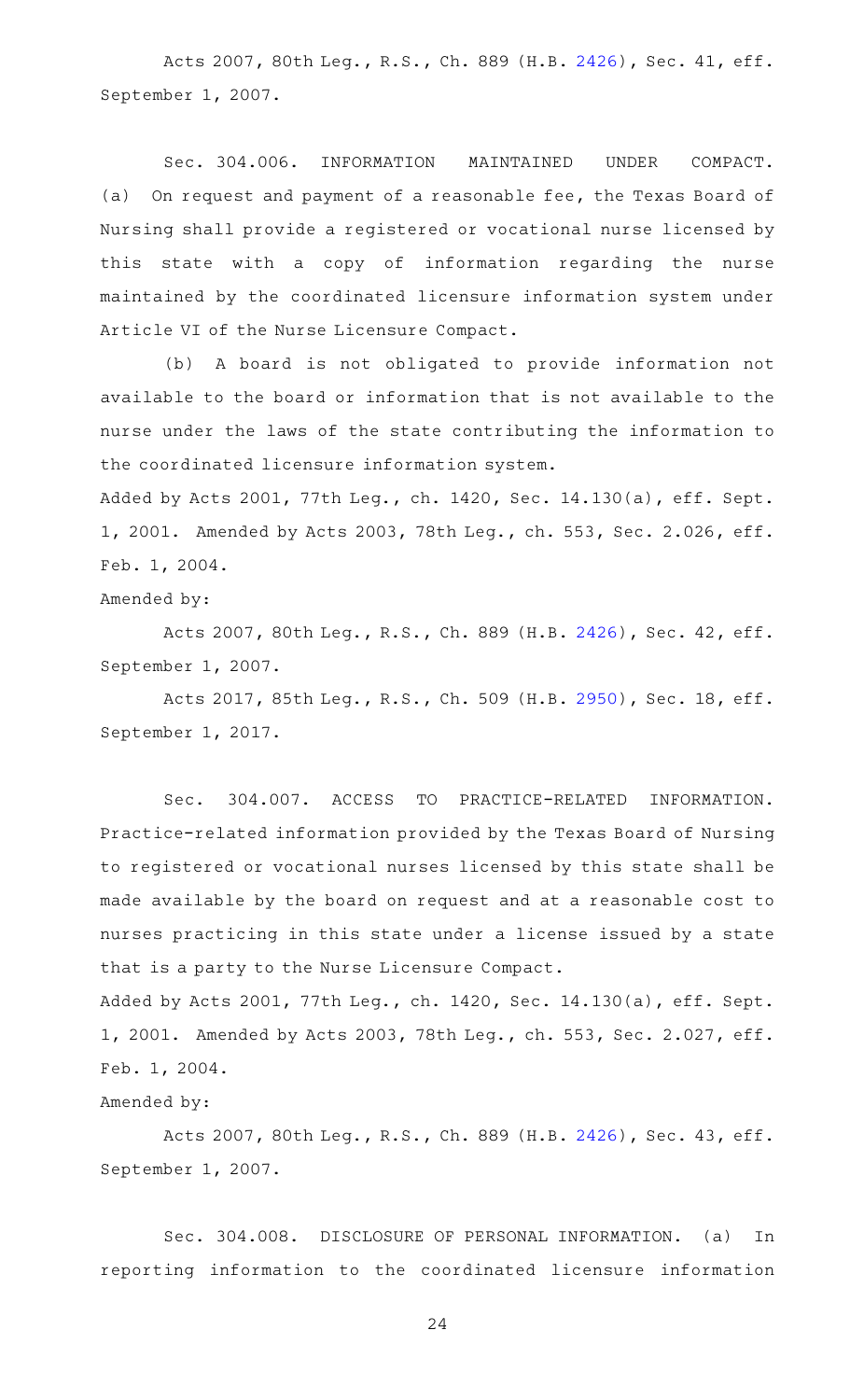Acts 2007, 80th Leg., R.S., Ch. 889 (H.B. 2426), Sec. 41, eff. September 1, 2007.

Sec. 304.006. INFORMATION MAINTAINED UNDER COMPACT. (a) On request and payment of a reasonable fee, the Texas Board of Nursing shall provide a registered or vocational nurse licensed by this state with a copy of information regarding the nurse maintained by the coordinated licensure information system under Article VI of the Nurse Licensure Compact.

(b) A board is not obligated to provide information not available to the board or information that is not available to the nurse under the laws of the state contributing the information to the coordinated licensure information system.

Added by Acts 2001, 77th Leg., ch. 1420, Sec. 14.130(a), eff. Sept. 1, 2001. Amended by Acts 2003, 78th Leg., ch. 553, Sec. 2.026, eff. Feb. 1, 2004.

Amended by:

Acts 2007, 80th Leg., R.S., Ch. 889 (H.B. 2426), Sec. 42, eff. September 1, 2007.

Acts 2017, 85th Leg., R.S., Ch. 509 (H.B. 2950), Sec. 18, eff. September 1, 2017.

Sec. 304.007. ACCESS TO PRACTICE-RELATED INFORMATION. Practice-related information provided by the Texas Board of Nursing to registered or vocational nurses licensed by this state shall be made available by the board on request and at a reasonable cost to nurses practicing in this state under a license issued by a state that is a party to the Nurse Licensure Compact.

Added by Acts 2001, 77th Leg., ch. 1420, Sec. 14.130(a), eff. Sept. 1, 2001. Amended by Acts 2003, 78th Leg., ch. 553, Sec. 2.027, eff. Feb. 1, 2004.

Amended by:

Acts 2007, 80th Leg., R.S., Ch. 889 (H.B. 2426), Sec. 43, eff. September 1, 2007.

Sec. 304.008. DISCLOSURE OF PERSONAL INFORMATION. (a) In reporting information to the coordinated licensure information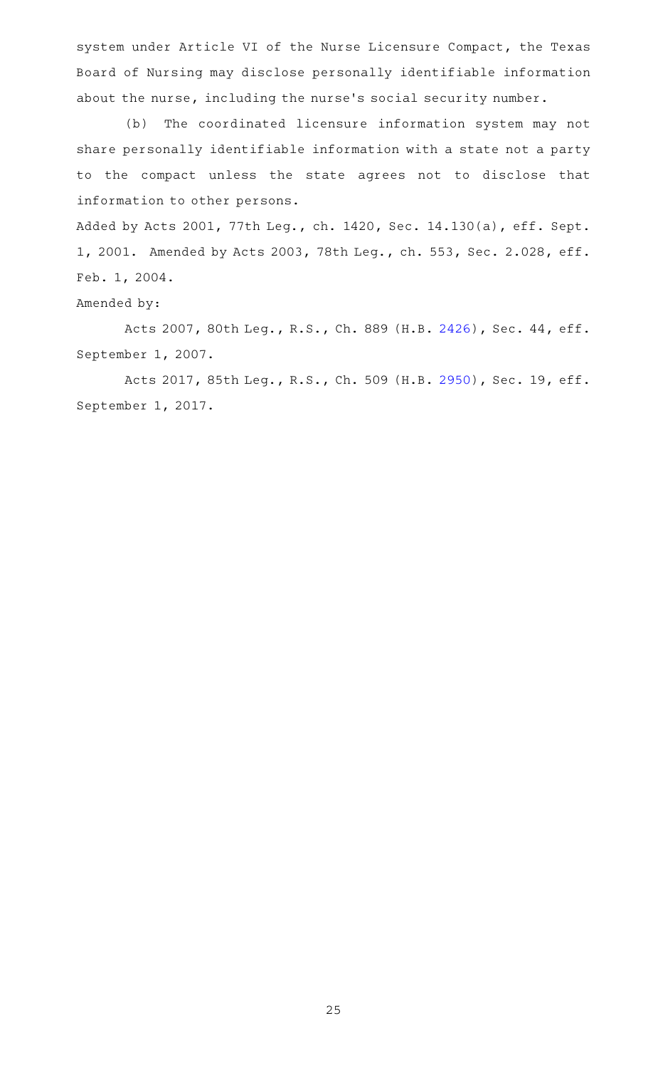system under Article VI of the Nurse Licensure Compact, the Texas Board of Nursing may disclose personally identifiable information about the nurse, including the nurse's social security number.

(b) The coordinated licensure information system may not share personally identifiable information with a state not a party to the compact unless the state agrees not to disclose that information to other persons.

Added by Acts 2001, 77th Leg., ch. 1420, Sec. 14.130(a), eff. Sept. 1, 2001. Amended by Acts 2003, 78th Leg., ch. 553, Sec. 2.028, eff. Feb. 1, 2004.

Amended by:

Acts 2007, 80th Leg., R.S., Ch. 889 (H.B. 2426), Sec. 44, eff. September 1, 2007.

Acts 2017, 85th Leg., R.S., Ch. 509 (H.B. 2950), Sec. 19, eff. September 1, 2017.